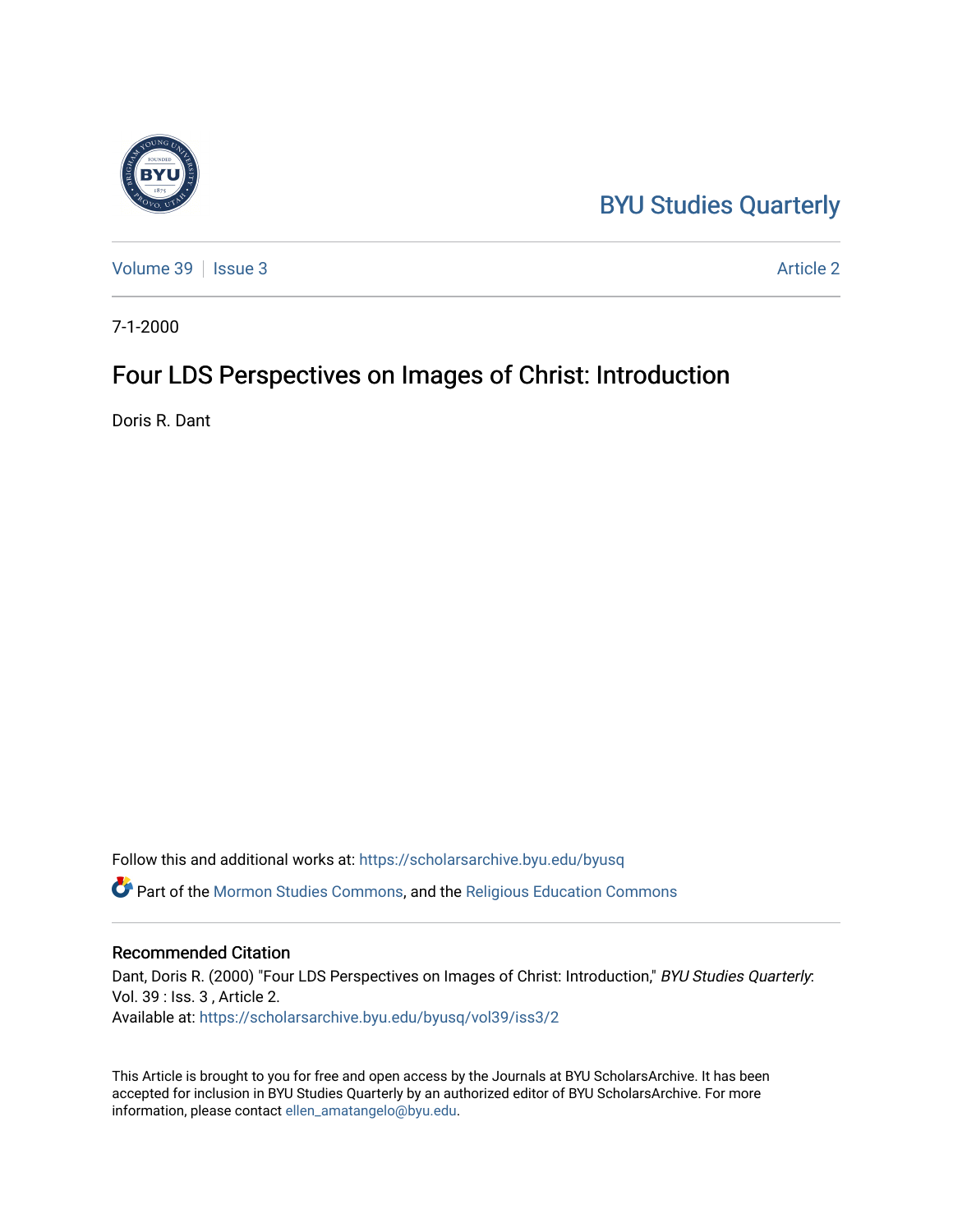BYU Studies Quarterly

Volume 39 | Issue 3 | Article 2

7-1-2000

# Four LDS Perspectives on Images of Christ: Introduction

Doris R. Dant

Follow this and additional works at: https://scholarsarchive.byu.edu/byusq

Part of the Mormon Studies Commons, and the Religious Education Commons

## Recommended Citation

Dant, Doris R. (2000) "Four LDS Perspectives on Images of Christ: Introduction," *BYU Studies Quarterly*: Vol. 39 : Iss. 3 , Article 2.
Available at: https://scholarsarchive.byu.edu/byusq/vol39/iss3/2

This Article is brought to you for free and open access by the Journals at BYU ScholarsArchive. It has been accepted for inclusion in BYU Studies Quarterly by an authorized editor of BYU ScholarsArchive. For more information, please contact ellen_amatangelo@byu.edu.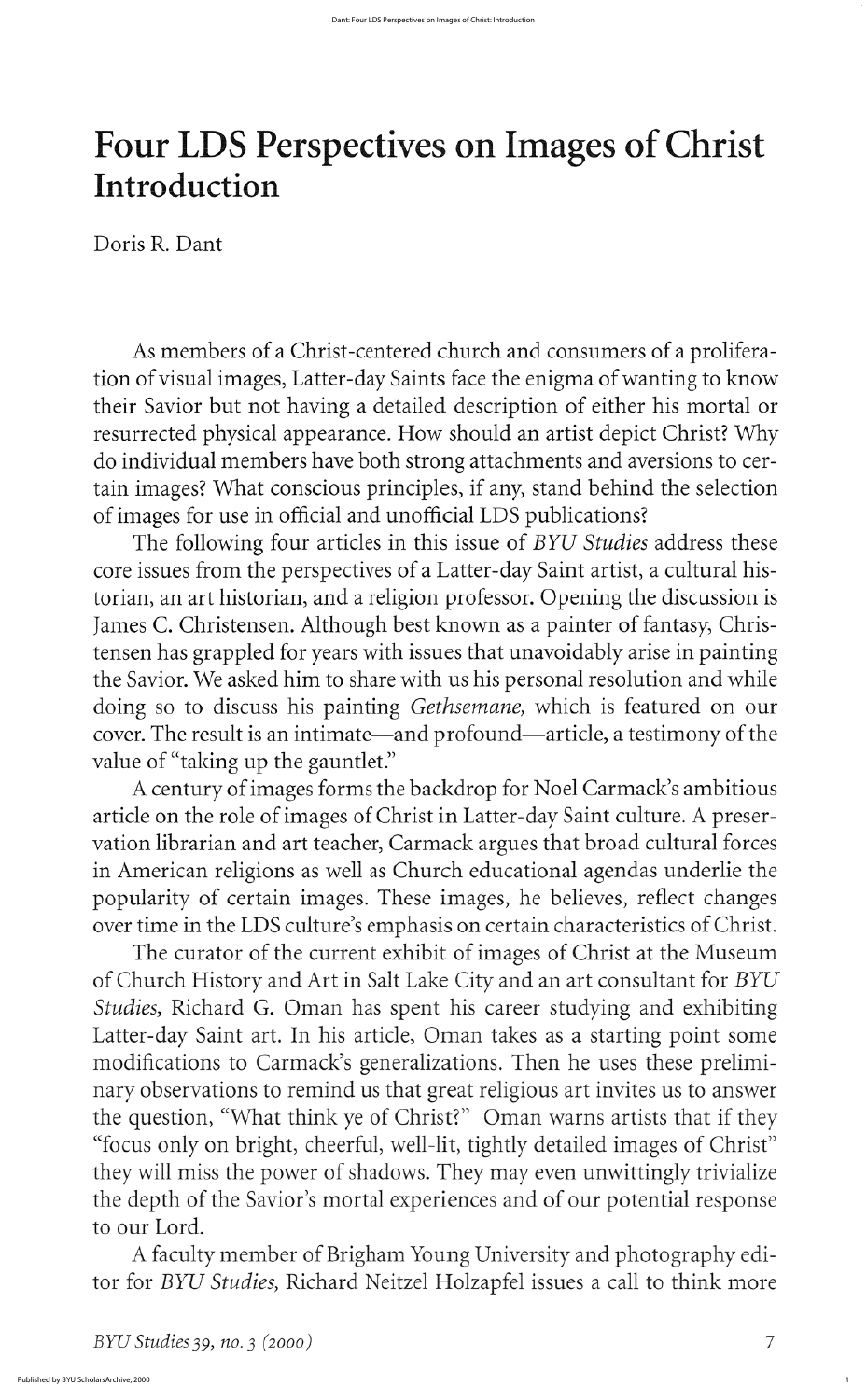# Four LDS Perspectives on Images of Christ Introduction

Doris R. Dant

As members of a Christ-centered church and consumers of a proliferation of visual images, Latter-day Saints face the enigma of wanting to know their Savior but not having a detailed description of either his mortal or resurrected physical appearance. How should an artist depict Christ? Why do individual members have both strong attachments and aversions to certain images? What conscious principles, if any, stand behind the selection of images for use in official and unofficial LDS publications?

The following four articles in this issue of *BYU Studies* address these core issues from the perspectives of a Latter-day Saint artist, a cultural historian, an art historian, and a religion professor. Opening the discussion is James C. Christensen. Although best known as a painter of fantasy, Christensen has grappled for years with issues that unavoidably arise in painting the Savior. We asked him to share with us his personal resolution and while doing so to discuss his painting *Gethsemane,* which is featured on our cover. The result is an intimate—and profound—article, a testimony of the value of "taking up the gauntlet."

A century of images forms the backdrop for Noel Carmack's ambitious article on the role of images of Christ in Latter-day Saint culture. A preservation librarian and art teacher, Carmack argues that broad cultural forces in American religions as well as Church educational agendas underlie the popularity of certain images. These images, he believes, reflect changes over time in the LDS culture's emphasis on certain characteristics of Christ.

The curator of the current exhibit of images of Christ at the Museum of Church History and Art in Salt Lake City and an art consultant for *BYU Studies,* Richard G. Oman has spent his career studying and exhibiting Latter-day Saint art. In his article, Oman takes as a starting point some modifications to Carmack's generalizations. Then he uses these preliminary observations to remind us that great religious art invites us to answer the question, "What think ye of Christ?" Oman warns artists that if they "focus only on bright, cheerful, well-lit, tightly detailed images of Christ" they will miss the power of shadows. They may even unwittingly trivialize the depth of the Savior's mortal experiences and of our potential response to our Lord.

A faculty member of Brigham Young University and photography editor for *BYU Studies,* Richard Neitzel Holzapfel issues a call to think more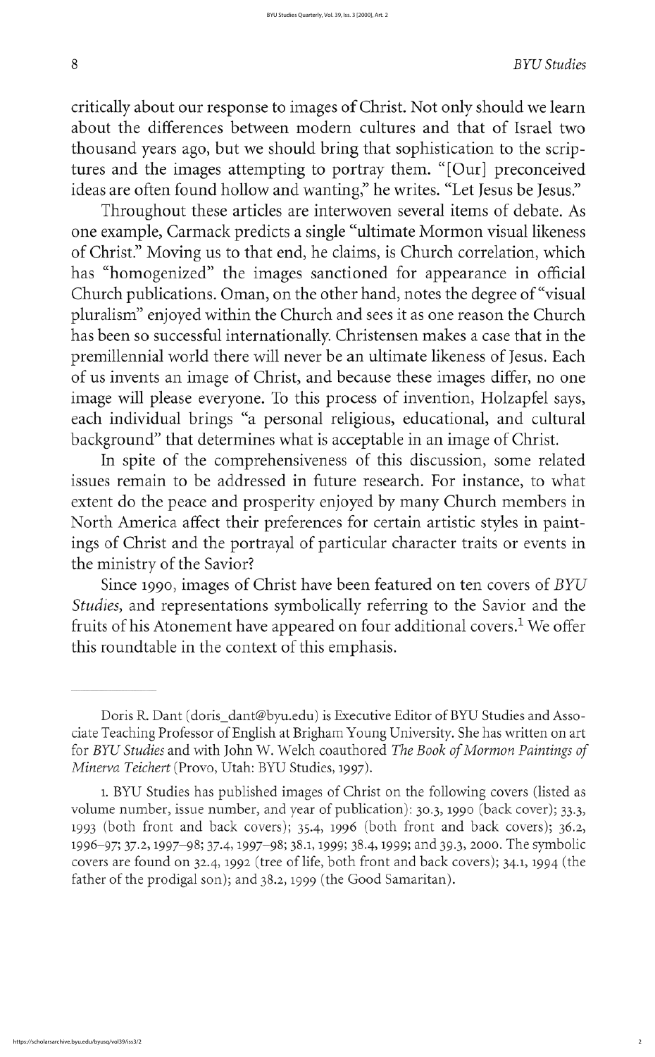critically about our response to images of Christ. Not only should we learn about the differences between modern cultures and that of Israel two thousand years ago, but we should bring that sophistication to the scriptures and the images attempting to portray them. "[Our] preconceived ideas are often found hollow and wanting," he writes. "Let Jesus be Jesus."

Throughout these articles are interwoven several items of debate. As one example, Carmack predicts a single "ultimate Mormon visual likeness of Christ." Moving us to that end, he claims, is Church correlation, which has "homogenized" the images sanctioned for appearance in official Church publications. Oman, on the other hand, notes the degree of "visual pluralism" enjoyed within the Church and sees it as one reason the Church has been so successful internationally. Christensen makes a case that in the premillennial world there will never be an ultimate likeness of Jesus. Each of us invents an image of Christ, and because these images differ, no one image will please everyone. To this process of invention, Holzapfel says, each individual brings "a personal religious, educational, and cultural background" that determines what is acceptable in an image of Christ.

In spite of the comprehensiveness of this discussion, some related issues remain to be addressed in future research. For instance, to what extent do the peace and prosperity enjoyed by many Church members in North America affect their preferences for certain artistic styles in paintings of Christ and the portrayal of particular character traits or events in the ministry of the Savior?

Since 1990, images of Christ have been featured on ten covers of *BYU Studies*, and representations symbolically referring to the Savior and the fruits of his Atonement have appeared on four additional covers.[1] We offer this roundtable in the context of this emphasis.

---

Doris R. Dant (doris_dant@byu.edu) is Executive Editor of BYU Studies and Associate Teaching Professor of English at Brigham Young University. She has written on art for *BYU Studies* and with John W. Welch coauthored *The Book of Mormon Paintings of Minerva Teichert* (Provo, Utah: BYU Studies, 1997).

1. BYU Studies has published images of Christ on the following covers (listed as volume number, issue number, and year of publication): 30.3, 1990 (back cover); 33.3, 1993 (both front and back covers); 35.4, 1996 (both front and back covers); 36.2, 1996–97; 37.2, 1997–98; 37.4, 1997–98; 38.1, 1999; 38.4, 1999; and 39.3, 2000. The symbolic covers are found on 32.4, 1992 (tree of life, both front and back covers); 34.1, 1994 (the father of the prodigal son); and 38.2, 1999 (the Good Samaritan).